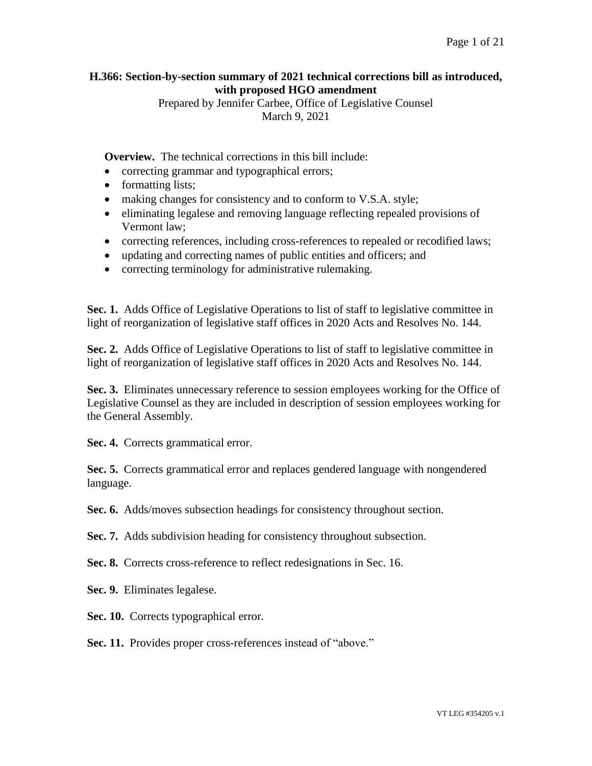# H.366: Section-by-section summary of 2021 technical corrections bill as introduced, with proposed HGO amendment

Prepared by Jennifer Carbee, Office of Legislative Counsel
March 9, 2021

**Overview.** The technical corrections in this bill include:

- correcting grammar and typographical errors;
- formatting lists;
- making changes for consistency and to conform to V.S.A. style;
- eliminating legalese and removing language reflecting repealed provisions of Vermont law;
- correcting references, including cross-references to repealed or recodified laws;
- updating and correcting names of public entities and officers; and
- correcting terminology for administrative rulemaking.

**Sec. 1.** Adds Office of Legislative Operations to list of staff to legislative committee in light of reorganization of legislative staff offices in 2020 Acts and Resolves No. 144.

**Sec. 2.** Adds Office of Legislative Operations to list of staff to legislative committee in light of reorganization of legislative staff offices in 2020 Acts and Resolves No. 144.

**Sec. 3.** Eliminates unnecessary reference to session employees working for the Office of Legislative Counsel as they are included in description of session employees working for the General Assembly.

**Sec. 4.** Corrects grammatical error.

**Sec. 5.** Corrects grammatical error and replaces gendered language with nongendered language.

**Sec. 6.** Adds/moves subsection headings for consistency throughout section.

**Sec. 7.** Adds subdivision heading for consistency throughout subsection.

**Sec. 8.** Corrects cross-reference to reflect redesignations in Sec. 16.

**Sec. 9.** Eliminates legalese.

**Sec. 10.** Corrects typographical error.

**Sec. 11.** Provides proper cross-references instead of "above."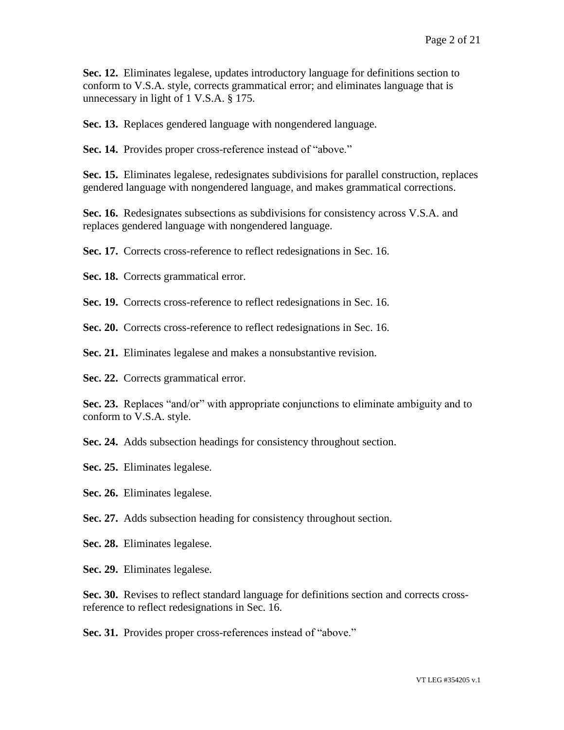**Sec. 12.** Eliminates legalese, updates introductory language for definitions section to conform to V.S.A. style, corrects grammatical error; and eliminates language that is unnecessary in light of 1 V.S.A. § 175.

**Sec. 13.** Replaces gendered language with nongendered language.

**Sec. 14.** Provides proper cross-reference instead of "above."

**Sec. 15.** Eliminates legalese, redesignates subdivisions for parallel construction, replaces gendered language with nongendered language, and makes grammatical corrections.

**Sec. 16.** Redesignates subsections as subdivisions for consistency across V.S.A. and replaces gendered language with nongendered language.

**Sec. 17.** Corrects cross-reference to reflect redesignations in Sec. 16.

**Sec. 18.** Corrects grammatical error.

**Sec. 19.** Corrects cross-reference to reflect redesignations in Sec. 16.

**Sec. 20.** Corrects cross-reference to reflect redesignations in Sec. 16.

**Sec. 21.** Eliminates legalese and makes a nonsubstantive revision.

**Sec. 22.** Corrects grammatical error.

**Sec. 23.** Replaces "and/or" with appropriate conjunctions to eliminate ambiguity and to conform to V.S.A. style.

**Sec. 24.** Adds subsection headings for consistency throughout section.

**Sec. 25.** Eliminates legalese.

**Sec. 26.** Eliminates legalese.

**Sec. 27.** Adds subsection heading for consistency throughout section.

**Sec. 28.** Eliminates legalese.

**Sec. 29.** Eliminates legalese.

**Sec. 30.** Revises to reflect standard language for definitions section and corrects cross-reference to reflect redesignations in Sec. 16.

**Sec. 31.** Provides proper cross-references instead of "above."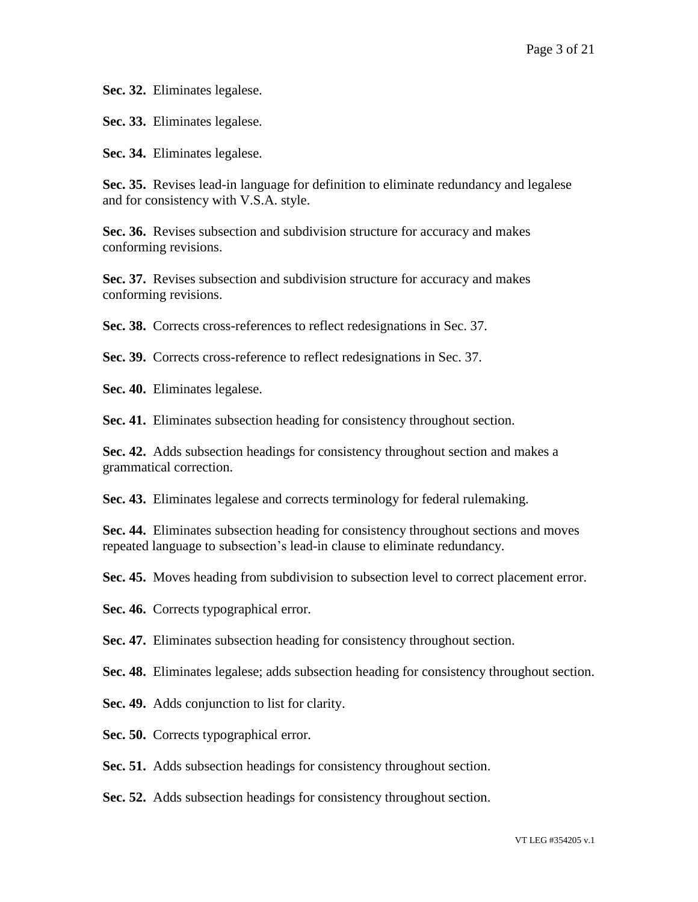**Sec. 32.** Eliminates legalese.

**Sec. 33.** Eliminates legalese.

**Sec. 34.** Eliminates legalese.

**Sec. 35.** Revises lead-in language for definition to eliminate redundancy and legalese and for consistency with V.S.A. style.

**Sec. 36.** Revises subsection and subdivision structure for accuracy and makes conforming revisions.

**Sec. 37.** Revises subsection and subdivision structure for accuracy and makes conforming revisions.

**Sec. 38.** Corrects cross-references to reflect redesignations in Sec. 37.

**Sec. 39.** Corrects cross-reference to reflect redesignations in Sec. 37.

**Sec. 40.** Eliminates legalese.

**Sec. 41.** Eliminates subsection heading for consistency throughout section.

**Sec. 42.** Adds subsection headings for consistency throughout section and makes a grammatical correction.

**Sec. 43.** Eliminates legalese and corrects terminology for federal rulemaking.

**Sec. 44.** Eliminates subsection heading for consistency throughout sections and moves repeated language to subsection's lead-in clause to eliminate redundancy.

**Sec. 45.** Moves heading from subdivision to subsection level to correct placement error.

**Sec. 46.** Corrects typographical error.

**Sec. 47.** Eliminates subsection heading for consistency throughout section.

**Sec. 48.** Eliminates legalese; adds subsection heading for consistency throughout section.

**Sec. 49.** Adds conjunction to list for clarity.

**Sec. 50.** Corrects typographical error.

**Sec. 51.** Adds subsection headings for consistency throughout section.

**Sec. 52.** Adds subsection headings for consistency throughout section.

VT LEG #354205 v.1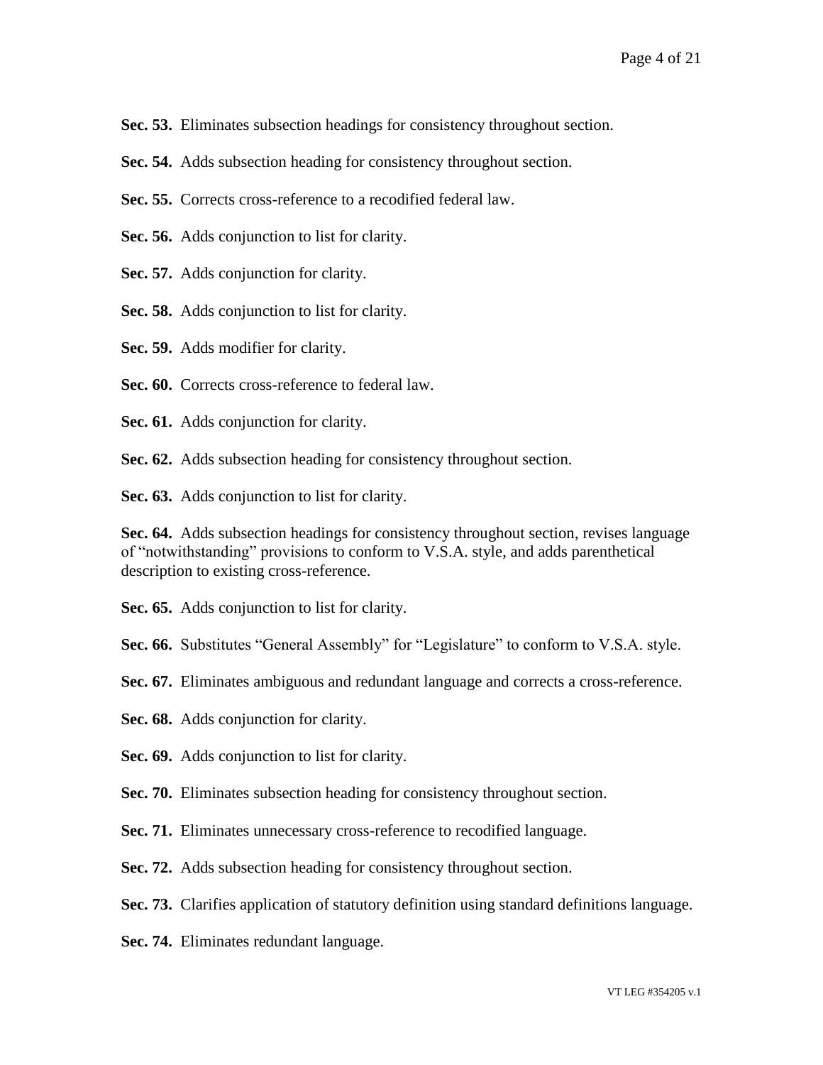**Sec. 53.** Eliminates subsection headings for consistency throughout section.

**Sec. 54.** Adds subsection heading for consistency throughout section.

**Sec. 55.** Corrects cross-reference to a recodified federal law.

**Sec. 56.** Adds conjunction to list for clarity.

**Sec. 57.** Adds conjunction for clarity.

**Sec. 58.** Adds conjunction to list for clarity.

**Sec. 59.** Adds modifier for clarity.

**Sec. 60.** Corrects cross-reference to federal law.

**Sec. 61.** Adds conjunction for clarity.

**Sec. 62.** Adds subsection heading for consistency throughout section.

**Sec. 63.** Adds conjunction to list for clarity.

**Sec. 64.** Adds subsection headings for consistency throughout section, revises language of "notwithstanding" provisions to conform to V.S.A. style, and adds parenthetical description to existing cross-reference.

**Sec. 65.** Adds conjunction to list for clarity.

**Sec. 66.** Substitutes "General Assembly" for "Legislature" to conform to V.S.A. style.

**Sec. 67.** Eliminates ambiguous and redundant language and corrects a cross-reference.

**Sec. 68.** Adds conjunction for clarity.

**Sec. 69.** Adds conjunction to list for clarity.

**Sec. 70.** Eliminates subsection heading for consistency throughout section.

**Sec. 71.** Eliminates unnecessary cross-reference to recodified language.

**Sec. 72.** Adds subsection heading for consistency throughout section.

**Sec. 73.** Clarifies application of statutory definition using standard definitions language.

**Sec. 74.** Eliminates redundant language.

VT LEG #354205 v.1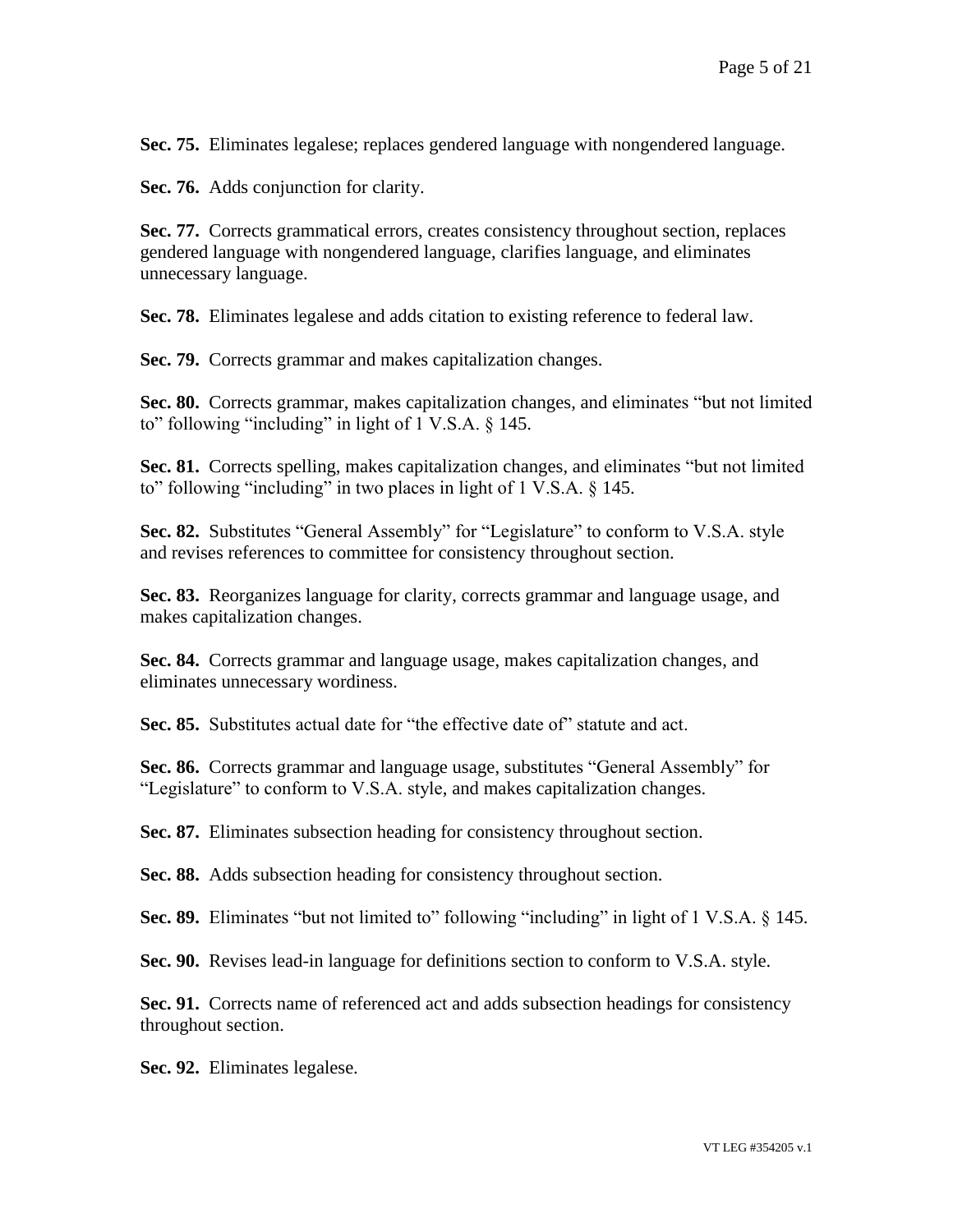**Sec. 75.** Eliminates legalese; replaces gendered language with nongendered language.

**Sec. 76.** Adds conjunction for clarity.

**Sec. 77.** Corrects grammatical errors, creates consistency throughout section, replaces gendered language with nongendered language, clarifies language, and eliminates unnecessary language.

**Sec. 78.** Eliminates legalese and adds citation to existing reference to federal law.

**Sec. 79.** Corrects grammar and makes capitalization changes.

**Sec. 80.** Corrects grammar, makes capitalization changes, and eliminates "but not limited to" following "including" in light of 1 V.S.A. § 145.

**Sec. 81.** Corrects spelling, makes capitalization changes, and eliminates "but not limited to" following "including" in two places in light of 1 V.S.A. § 145.

**Sec. 82.** Substitutes "General Assembly" for "Legislature" to conform to V.S.A. style and revises references to committee for consistency throughout section.

**Sec. 83.** Reorganizes language for clarity, corrects grammar and language usage, and makes capitalization changes.

**Sec. 84.** Corrects grammar and language usage, makes capitalization changes, and eliminates unnecessary wordiness.

**Sec. 85.** Substitutes actual date for "the effective date of" statute and act.

**Sec. 86.** Corrects grammar and language usage, substitutes "General Assembly" for "Legislature" to conform to V.S.A. style, and makes capitalization changes.

**Sec. 87.** Eliminates subsection heading for consistency throughout section.

**Sec. 88.** Adds subsection heading for consistency throughout section.

**Sec. 89.** Eliminates "but not limited to" following "including" in light of 1 V.S.A. § 145.

**Sec. 90.** Revises lead-in language for definitions section to conform to V.S.A. style.

**Sec. 91.** Corrects name of referenced act and adds subsection headings for consistency throughout section.

**Sec. 92.** Eliminates legalese.

VT LEG #354205 v.1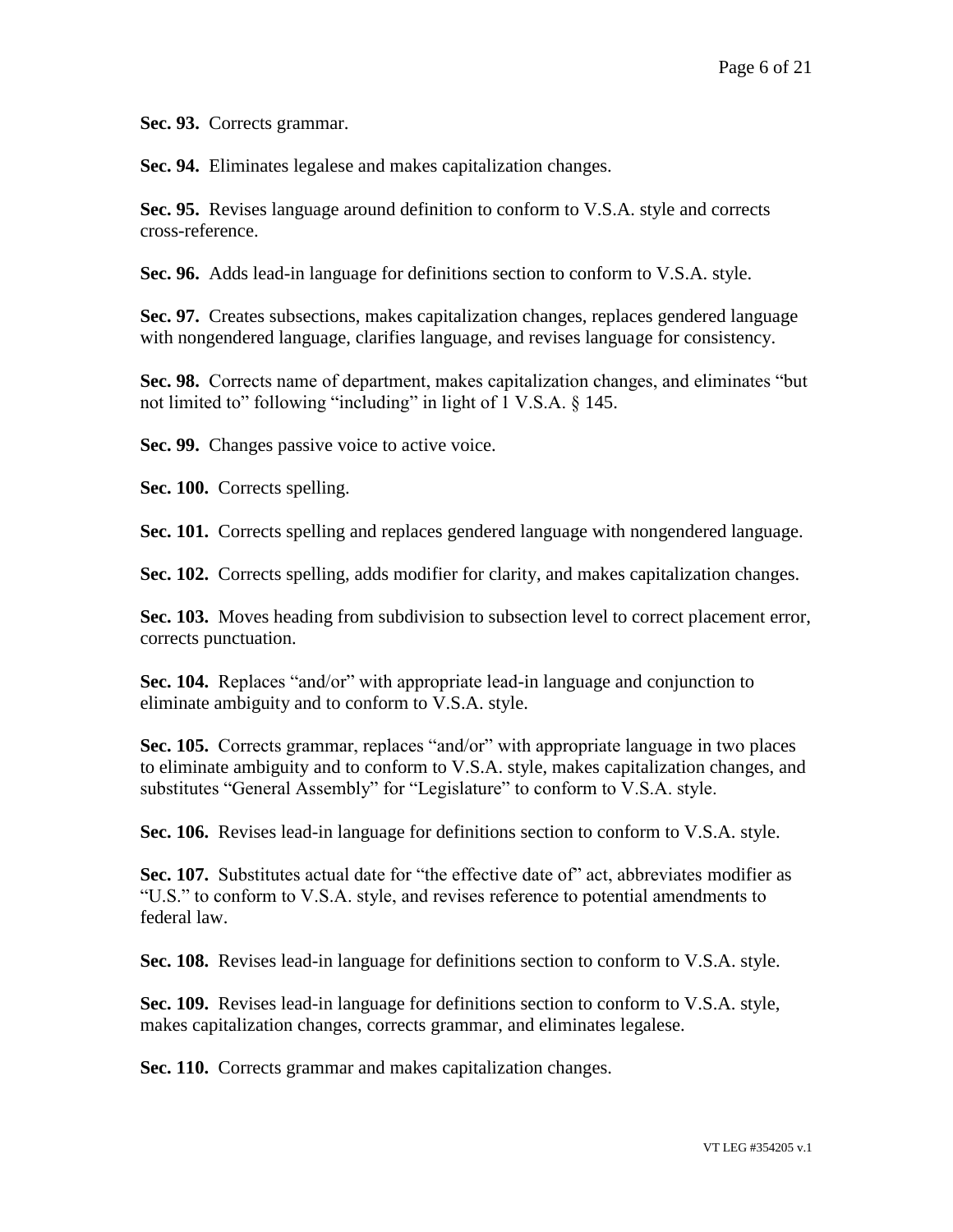**Sec. 93.** Corrects grammar.

**Sec. 94.** Eliminates legalese and makes capitalization changes.

**Sec. 95.** Revises language around definition to conform to V.S.A. style and corrects cross-reference.

**Sec. 96.** Adds lead-in language for definitions section to conform to V.S.A. style.

**Sec. 97.** Creates subsections, makes capitalization changes, replaces gendered language with nongendered language, clarifies language, and revises language for consistency.

**Sec. 98.** Corrects name of department, makes capitalization changes, and eliminates "but not limited to" following "including" in light of 1 V.S.A. § 145.

**Sec. 99.** Changes passive voice to active voice.

**Sec. 100.** Corrects spelling.

**Sec. 101.** Corrects spelling and replaces gendered language with nongendered language.

**Sec. 102.** Corrects spelling, adds modifier for clarity, and makes capitalization changes.

**Sec. 103.** Moves heading from subdivision to subsection level to correct placement error, corrects punctuation.

**Sec. 104.** Replaces "and/or" with appropriate lead-in language and conjunction to eliminate ambiguity and to conform to V.S.A. style.

**Sec. 105.** Corrects grammar, replaces "and/or" with appropriate language in two places to eliminate ambiguity and to conform to V.S.A. style, makes capitalization changes, and substitutes "General Assembly" for "Legislature" to conform to V.S.A. style.

**Sec. 106.** Revises lead-in language for definitions section to conform to V.S.A. style.

**Sec. 107.** Substitutes actual date for "the effective date of" act, abbreviates modifier as "U.S." to conform to V.S.A. style, and revises reference to potential amendments to federal law.

**Sec. 108.** Revises lead-in language for definitions section to conform to V.S.A. style.

**Sec. 109.** Revises lead-in language for definitions section to conform to V.S.A. style, makes capitalization changes, corrects grammar, and eliminates legalese.

**Sec. 110.** Corrects grammar and makes capitalization changes.

VT LEG #354205 v.1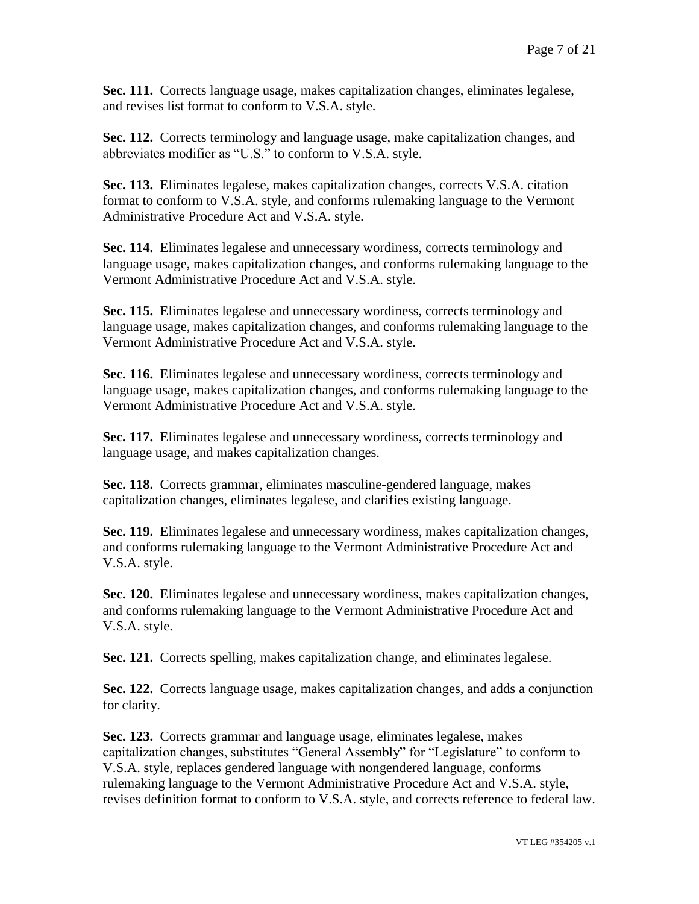**Sec. 111.** Corrects language usage, makes capitalization changes, eliminates legalese, and revises list format to conform to V.S.A. style.

**Sec. 112.** Corrects terminology and language usage, make capitalization changes, and abbreviates modifier as "U.S." to conform to V.S.A. style.

**Sec. 113.** Eliminates legalese, makes capitalization changes, corrects V.S.A. citation format to conform to V.S.A. style, and conforms rulemaking language to the Vermont Administrative Procedure Act and V.S.A. style.

**Sec. 114.** Eliminates legalese and unnecessary wordiness, corrects terminology and language usage, makes capitalization changes, and conforms rulemaking language to the Vermont Administrative Procedure Act and V.S.A. style.

**Sec. 115.** Eliminates legalese and unnecessary wordiness, corrects terminology and language usage, makes capitalization changes, and conforms rulemaking language to the Vermont Administrative Procedure Act and V.S.A. style.

**Sec. 116.** Eliminates legalese and unnecessary wordiness, corrects terminology and language usage, makes capitalization changes, and conforms rulemaking language to the Vermont Administrative Procedure Act and V.S.A. style.

**Sec. 117.** Eliminates legalese and unnecessary wordiness, corrects terminology and language usage, and makes capitalization changes.

**Sec. 118.** Corrects grammar, eliminates masculine-gendered language, makes capitalization changes, eliminates legalese, and clarifies existing language.

**Sec. 119.** Eliminates legalese and unnecessary wordiness, makes capitalization changes, and conforms rulemaking language to the Vermont Administrative Procedure Act and V.S.A. style.

**Sec. 120.** Eliminates legalese and unnecessary wordiness, makes capitalization changes, and conforms rulemaking language to the Vermont Administrative Procedure Act and V.S.A. style.

**Sec. 121.** Corrects spelling, makes capitalization change, and eliminates legalese.

**Sec. 122.** Corrects language usage, makes capitalization changes, and adds a conjunction for clarity.

**Sec. 123.** Corrects grammar and language usage, eliminates legalese, makes capitalization changes, substitutes "General Assembly" for "Legislature" to conform to V.S.A. style, replaces gendered language with nongendered language, conforms rulemaking language to the Vermont Administrative Procedure Act and V.S.A. style, revises definition format to conform to V.S.A. style, and corrects reference to federal law.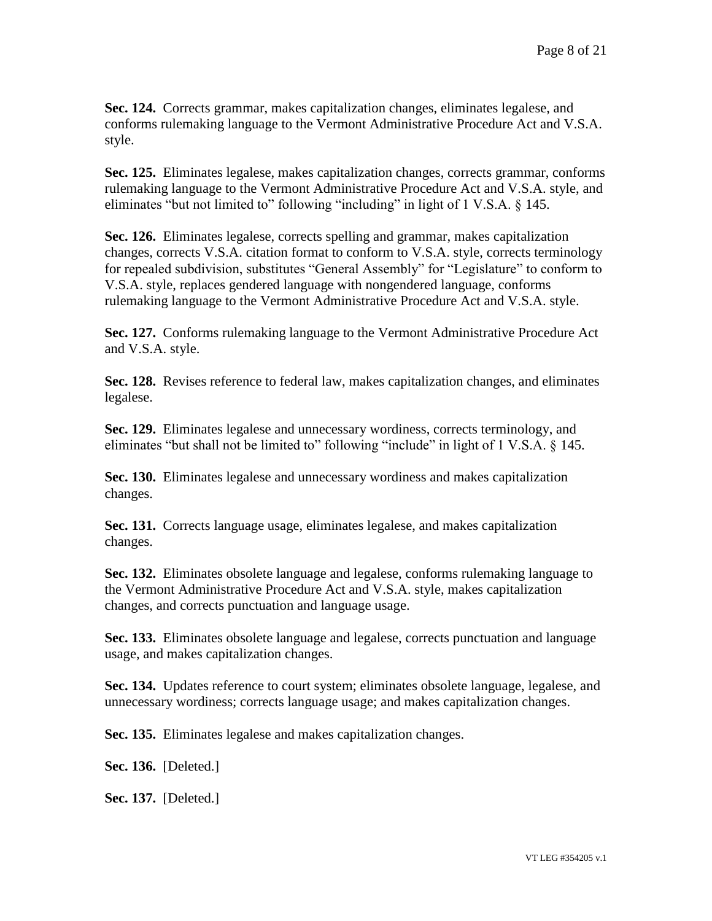**Sec. 124.** Corrects grammar, makes capitalization changes, eliminates legalese, and conforms rulemaking language to the Vermont Administrative Procedure Act and V.S.A. style.

**Sec. 125.** Eliminates legalese, makes capitalization changes, corrects grammar, conforms rulemaking language to the Vermont Administrative Procedure Act and V.S.A. style, and eliminates "but not limited to" following "including" in light of 1 V.S.A. § 145.

**Sec. 126.** Eliminates legalese, corrects spelling and grammar, makes capitalization changes, corrects V.S.A. citation format to conform to V.S.A. style, corrects terminology for repealed subdivision, substitutes "General Assembly" for "Legislature" to conform to V.S.A. style, replaces gendered language with nongendered language, conforms rulemaking language to the Vermont Administrative Procedure Act and V.S.A. style.

**Sec. 127.** Conforms rulemaking language to the Vermont Administrative Procedure Act and V.S.A. style.

**Sec. 128.** Revises reference to federal law, makes capitalization changes, and eliminates legalese.

**Sec. 129.** Eliminates legalese and unnecessary wordiness, corrects terminology, and eliminates "but shall not be limited to" following "include" in light of 1 V.S.A. § 145.

**Sec. 130.** Eliminates legalese and unnecessary wordiness and makes capitalization changes.

**Sec. 131.** Corrects language usage, eliminates legalese, and makes capitalization changes.

**Sec. 132.** Eliminates obsolete language and legalese, conforms rulemaking language to the Vermont Administrative Procedure Act and V.S.A. style, makes capitalization changes, and corrects punctuation and language usage.

**Sec. 133.** Eliminates obsolete language and legalese, corrects punctuation and language usage, and makes capitalization changes.

**Sec. 134.** Updates reference to court system; eliminates obsolete language, legalese, and unnecessary wordiness; corrects language usage; and makes capitalization changes.

**Sec. 135.** Eliminates legalese and makes capitalization changes.

**Sec. 136.** [Deleted.]

**Sec. 137.** [Deleted.]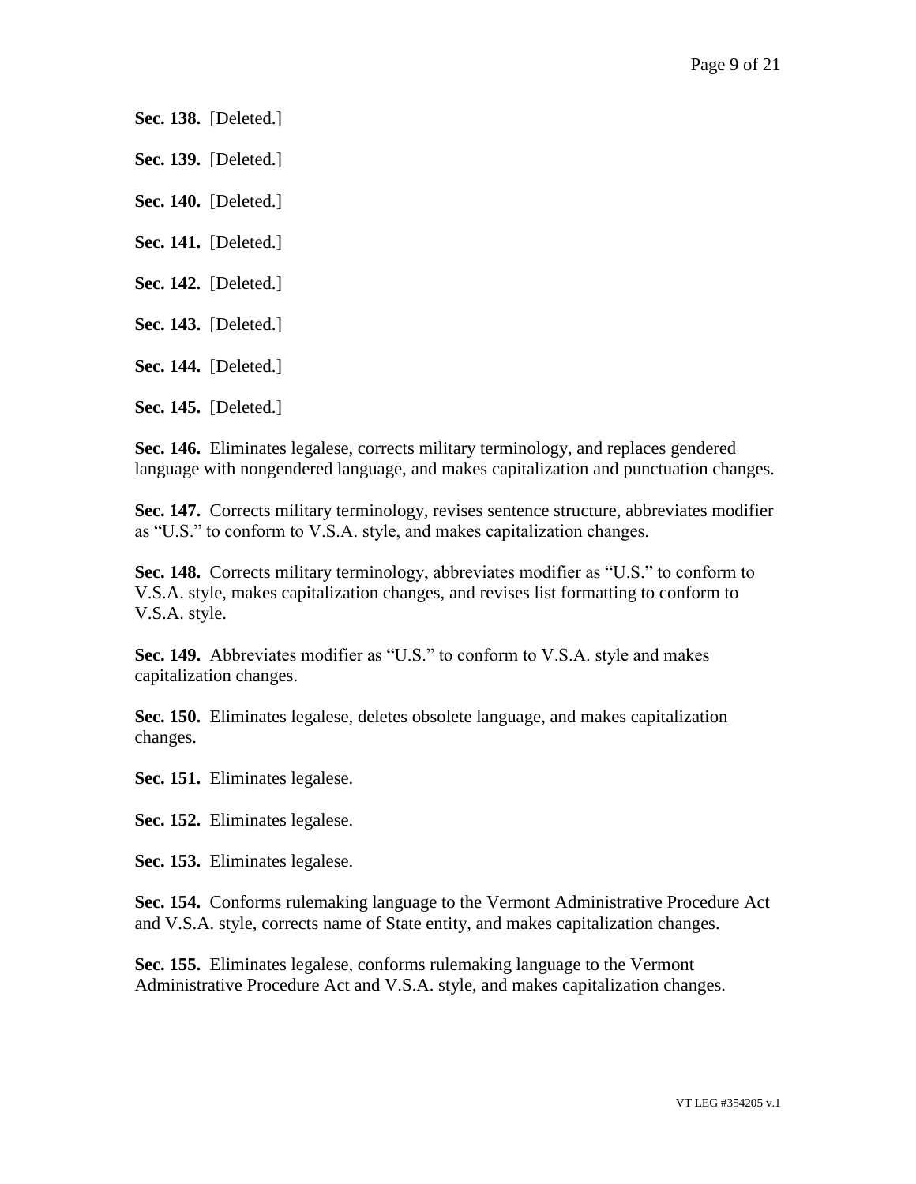**Sec. 138.** [Deleted.]

**Sec. 139.** [Deleted.]

**Sec. 140.** [Deleted.]

**Sec. 141.** [Deleted.]

**Sec. 142.** [Deleted.]

**Sec. 143.** [Deleted.]

**Sec. 144.** [Deleted.]

**Sec. 145.** [Deleted.]

**Sec. 146.** Eliminates legalese, corrects military terminology, and replaces gendered language with nongendered language, and makes capitalization and punctuation changes.

**Sec. 147.** Corrects military terminology, revises sentence structure, abbreviates modifier as "U.S." to conform to V.S.A. style, and makes capitalization changes.

**Sec. 148.** Corrects military terminology, abbreviates modifier as "U.S." to conform to V.S.A. style, makes capitalization changes, and revises list formatting to conform to V.S.A. style.

**Sec. 149.** Abbreviates modifier as "U.S." to conform to V.S.A. style and makes capitalization changes.

**Sec. 150.** Eliminates legalese, deletes obsolete language, and makes capitalization changes.

**Sec. 151.** Eliminates legalese.

**Sec. 152.** Eliminates legalese.

**Sec. 153.** Eliminates legalese.

**Sec. 154.** Conforms rulemaking language to the Vermont Administrative Procedure Act and V.S.A. style, corrects name of State entity, and makes capitalization changes.

**Sec. 155.** Eliminates legalese, conforms rulemaking language to the Vermont Administrative Procedure Act and V.S.A. style, and makes capitalization changes.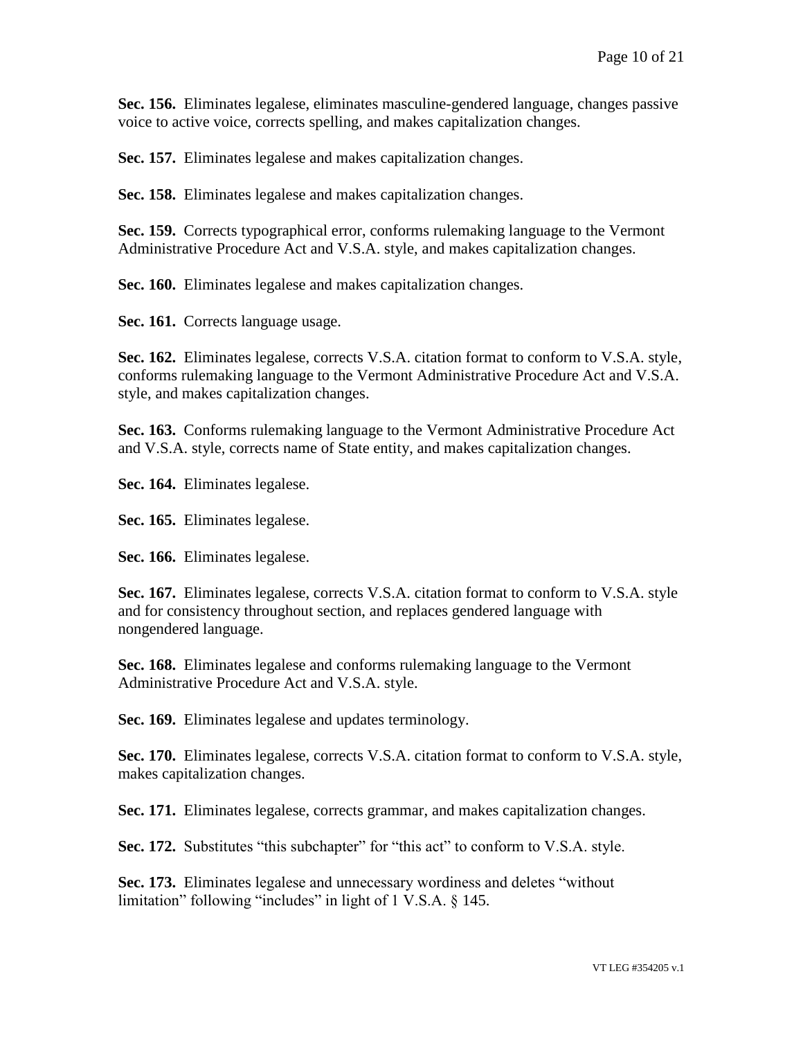**Sec. 156.** Eliminates legalese, eliminates masculine-gendered language, changes passive voice to active voice, corrects spelling, and makes capitalization changes.

**Sec. 157.** Eliminates legalese and makes capitalization changes.

**Sec. 158.** Eliminates legalese and makes capitalization changes.

**Sec. 159.** Corrects typographical error, conforms rulemaking language to the Vermont Administrative Procedure Act and V.S.A. style, and makes capitalization changes.

**Sec. 160.** Eliminates legalese and makes capitalization changes.

**Sec. 161.** Corrects language usage.

**Sec. 162.** Eliminates legalese, corrects V.S.A. citation format to conform to V.S.A. style, conforms rulemaking language to the Vermont Administrative Procedure Act and V.S.A. style, and makes capitalization changes.

**Sec. 163.** Conforms rulemaking language to the Vermont Administrative Procedure Act and V.S.A. style, corrects name of State entity, and makes capitalization changes.

**Sec. 164.** Eliminates legalese.

**Sec. 165.** Eliminates legalese.

**Sec. 166.** Eliminates legalese.

**Sec. 167.** Eliminates legalese, corrects V.S.A. citation format to conform to V.S.A. style and for consistency throughout section, and replaces gendered language with nongendered language.

**Sec. 168.** Eliminates legalese and conforms rulemaking language to the Vermont Administrative Procedure Act and V.S.A. style.

**Sec. 169.** Eliminates legalese and updates terminology.

**Sec. 170.** Eliminates legalese, corrects V.S.A. citation format to conform to V.S.A. style, makes capitalization changes.

**Sec. 171.** Eliminates legalese, corrects grammar, and makes capitalization changes.

**Sec. 172.** Substitutes "this subchapter" for "this act" to conform to V.S.A. style.

**Sec. 173.** Eliminates legalese and unnecessary wordiness and deletes "without limitation" following "includes" in light of 1 V.S.A. § 145.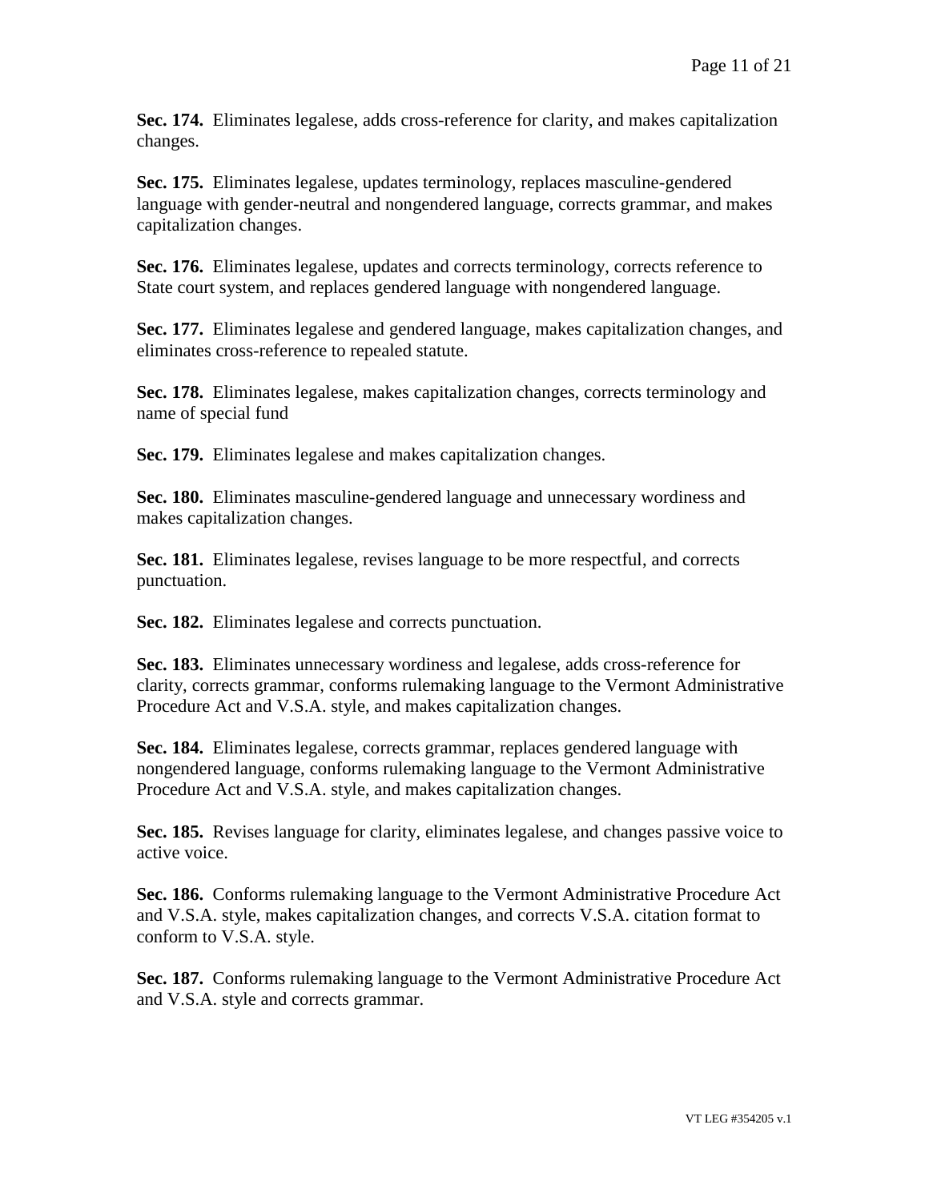**Sec. 174.** Eliminates legalese, adds cross-reference for clarity, and makes capitalization changes.

**Sec. 175.** Eliminates legalese, updates terminology, replaces masculine-gendered language with gender-neutral and nongendered language, corrects grammar, and makes capitalization changes.

**Sec. 176.** Eliminates legalese, updates and corrects terminology, corrects reference to State court system, and replaces gendered language with nongendered language.

**Sec. 177.** Eliminates legalese and gendered language, makes capitalization changes, and eliminates cross-reference to repealed statute.

**Sec. 178.** Eliminates legalese, makes capitalization changes, corrects terminology and name of special fund

**Sec. 179.** Eliminates legalese and makes capitalization changes.

**Sec. 180.** Eliminates masculine-gendered language and unnecessary wordiness and makes capitalization changes.

**Sec. 181.** Eliminates legalese, revises language to be more respectful, and corrects punctuation.

**Sec. 182.** Eliminates legalese and corrects punctuation.

**Sec. 183.** Eliminates unnecessary wordiness and legalese, adds cross-reference for clarity, corrects grammar, conforms rulemaking language to the Vermont Administrative Procedure Act and V.S.A. style, and makes capitalization changes.

**Sec. 184.** Eliminates legalese, corrects grammar, replaces gendered language with nongendered language, conforms rulemaking language to the Vermont Administrative Procedure Act and V.S.A. style, and makes capitalization changes.

**Sec. 185.** Revises language for clarity, eliminates legalese, and changes passive voice to active voice.

**Sec. 186.** Conforms rulemaking language to the Vermont Administrative Procedure Act and V.S.A. style, makes capitalization changes, and corrects V.S.A. citation format to conform to V.S.A. style.

**Sec. 187.** Conforms rulemaking language to the Vermont Administrative Procedure Act and V.S.A. style and corrects grammar.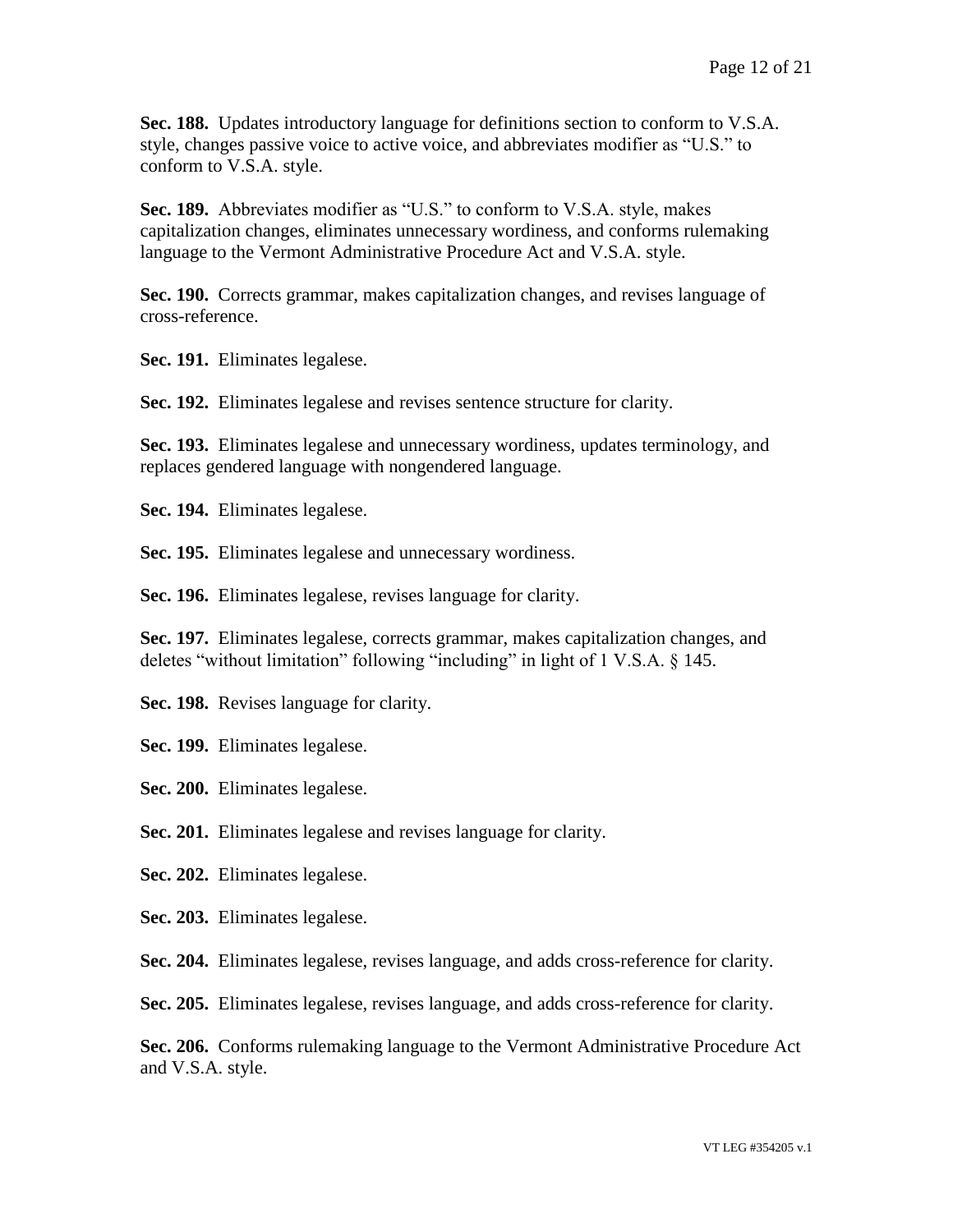**Sec. 188.** Updates introductory language for definitions section to conform to V.S.A. style, changes passive voice to active voice, and abbreviates modifier as "U.S." to conform to V.S.A. style.

**Sec. 189.** Abbreviates modifier as "U.S." to conform to V.S.A. style, makes capitalization changes, eliminates unnecessary wordiness, and conforms rulemaking language to the Vermont Administrative Procedure Act and V.S.A. style.

**Sec. 190.** Corrects grammar, makes capitalization changes, and revises language of cross-reference.

**Sec. 191.** Eliminates legalese.

**Sec. 192.** Eliminates legalese and revises sentence structure for clarity.

**Sec. 193.** Eliminates legalese and unnecessary wordiness, updates terminology, and replaces gendered language with nongendered language.

**Sec. 194.** Eliminates legalese.

**Sec. 195.** Eliminates legalese and unnecessary wordiness.

**Sec. 196.** Eliminates legalese, revises language for clarity.

**Sec. 197.** Eliminates legalese, corrects grammar, makes capitalization changes, and deletes "without limitation" following "including" in light of 1 V.S.A. § 145.

**Sec. 198.** Revises language for clarity.

**Sec. 199.** Eliminates legalese.

**Sec. 200.** Eliminates legalese.

**Sec. 201.** Eliminates legalese and revises language for clarity.

**Sec. 202.** Eliminates legalese.

**Sec. 203.** Eliminates legalese.

**Sec. 204.** Eliminates legalese, revises language, and adds cross-reference for clarity.

**Sec. 205.** Eliminates legalese, revises language, and adds cross-reference for clarity.

**Sec. 206.** Conforms rulemaking language to the Vermont Administrative Procedure Act and V.S.A. style.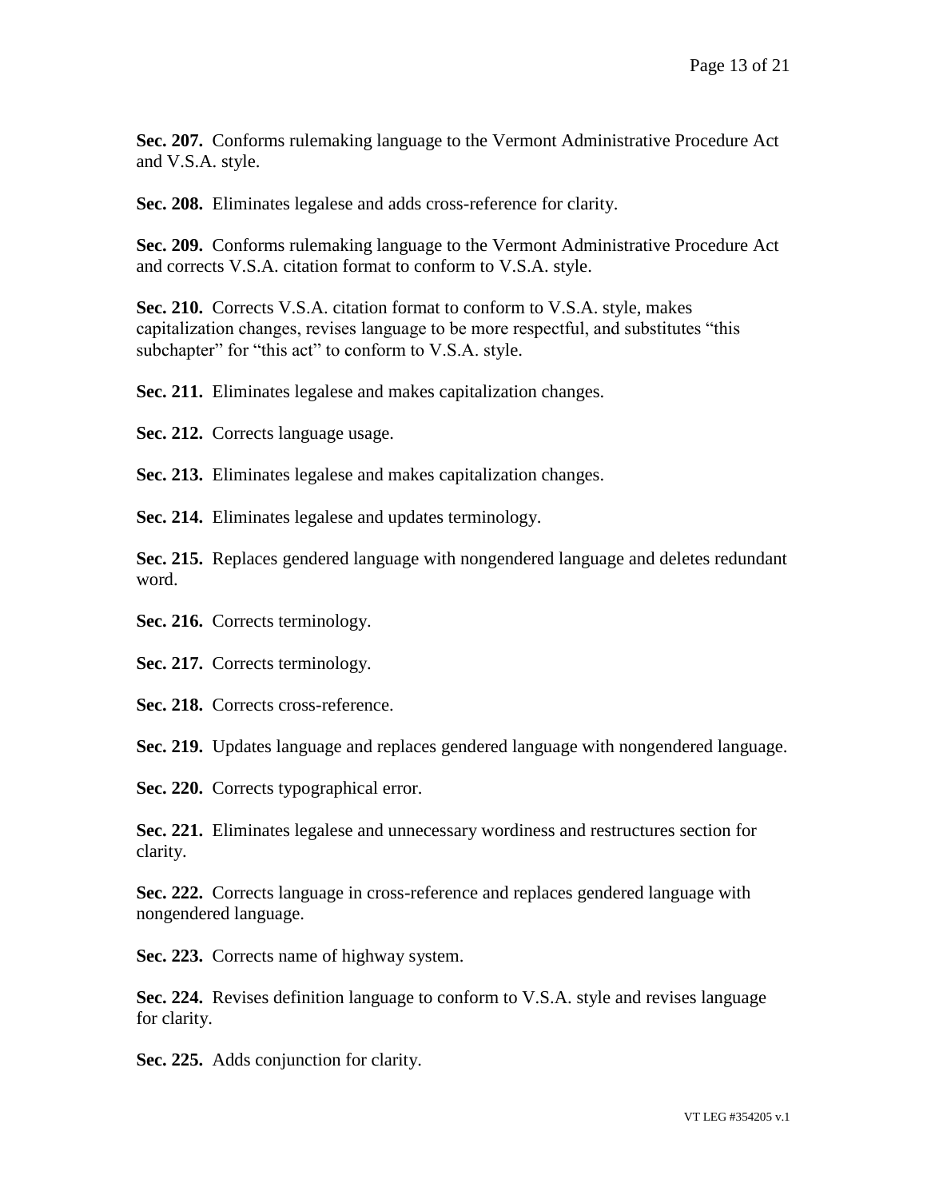**Sec. 207.** Conforms rulemaking language to the Vermont Administrative Procedure Act and V.S.A. style.

**Sec. 208.** Eliminates legalese and adds cross-reference for clarity.

**Sec. 209.** Conforms rulemaking language to the Vermont Administrative Procedure Act and corrects V.S.A. citation format to conform to V.S.A. style.

**Sec. 210.** Corrects V.S.A. citation format to conform to V.S.A. style, makes capitalization changes, revises language to be more respectful, and substitutes "this subchapter" for "this act" to conform to V.S.A. style.

**Sec. 211.** Eliminates legalese and makes capitalization changes.

**Sec. 212.** Corrects language usage.

**Sec. 213.** Eliminates legalese and makes capitalization changes.

**Sec. 214.** Eliminates legalese and updates terminology.

**Sec. 215.** Replaces gendered language with nongendered language and deletes redundant word.

**Sec. 216.** Corrects terminology.

**Sec. 217.** Corrects terminology.

**Sec. 218.** Corrects cross-reference.

**Sec. 219.** Updates language and replaces gendered language with nongendered language.

**Sec. 220.** Corrects typographical error.

**Sec. 221.** Eliminates legalese and unnecessary wordiness and restructures section for clarity.

**Sec. 222.** Corrects language in cross-reference and replaces gendered language with nongendered language.

**Sec. 223.** Corrects name of highway system.

**Sec. 224.** Revises definition language to conform to V.S.A. style and revises language for clarity.

**Sec. 225.** Adds conjunction for clarity.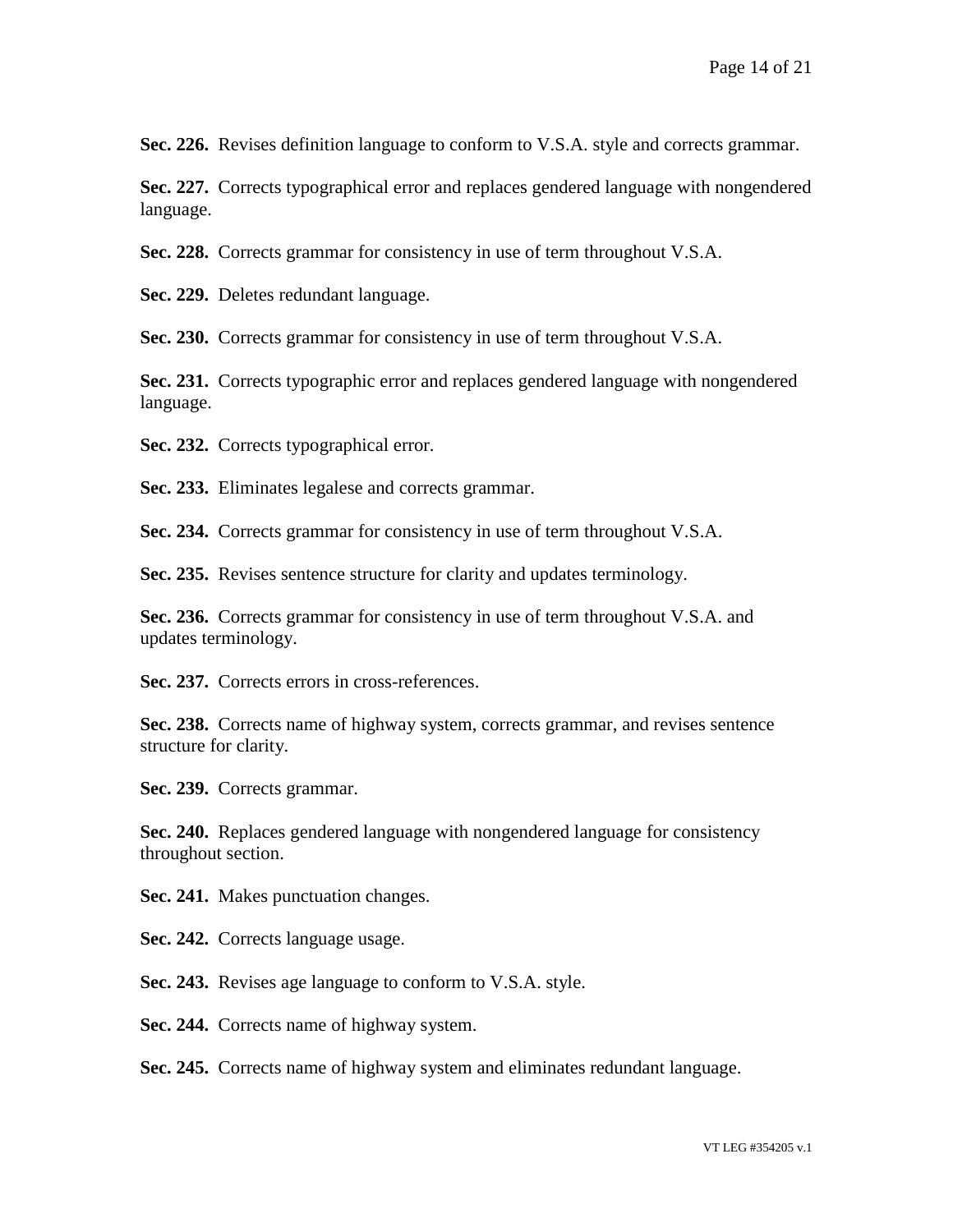**Sec. 226.** Revises definition language to conform to V.S.A. style and corrects grammar.

**Sec. 227.** Corrects typographical error and replaces gendered language with nongendered language.

**Sec. 228.** Corrects grammar for consistency in use of term throughout V.S.A.

**Sec. 229.** Deletes redundant language.

**Sec. 230.** Corrects grammar for consistency in use of term throughout V.S.A.

**Sec. 231.** Corrects typographic error and replaces gendered language with nongendered language.

**Sec. 232.** Corrects typographical error.

**Sec. 233.** Eliminates legalese and corrects grammar.

**Sec. 234.** Corrects grammar for consistency in use of term throughout V.S.A.

**Sec. 235.** Revises sentence structure for clarity and updates terminology.

**Sec. 236.** Corrects grammar for consistency in use of term throughout V.S.A. and updates terminology.

**Sec. 237.** Corrects errors in cross-references.

**Sec. 238.** Corrects name of highway system, corrects grammar, and revises sentence structure for clarity.

**Sec. 239.** Corrects grammar.

**Sec. 240.** Replaces gendered language with nongendered language for consistency throughout section.

**Sec. 241.** Makes punctuation changes.

**Sec. 242.** Corrects language usage.

**Sec. 243.** Revises age language to conform to V.S.A. style.

**Sec. 244.** Corrects name of highway system.

**Sec. 245.** Corrects name of highway system and eliminates redundant language.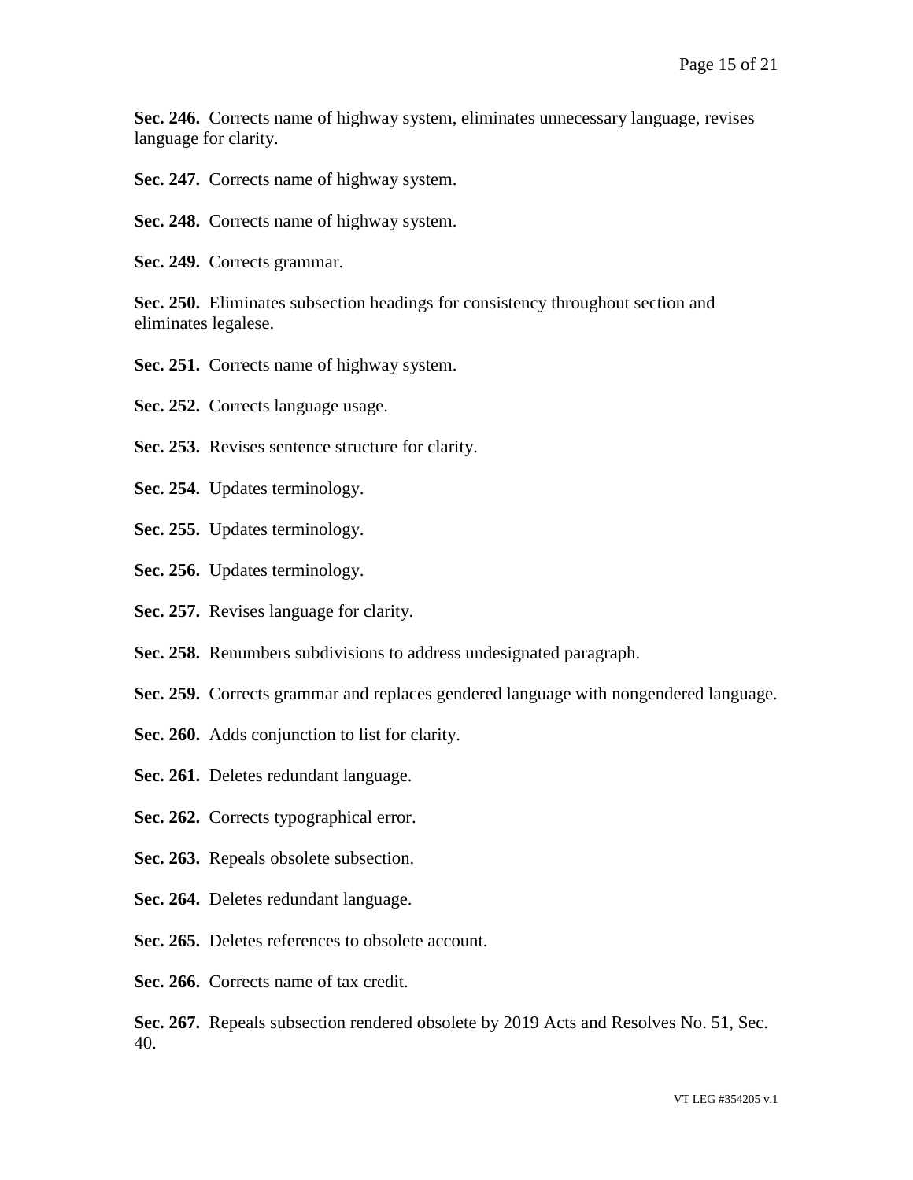**Sec. 246.** Corrects name of highway system, eliminates unnecessary language, revises language for clarity.

**Sec. 247.** Corrects name of highway system.

**Sec. 248.** Corrects name of highway system.

**Sec. 249.** Corrects grammar.

**Sec. 250.** Eliminates subsection headings for consistency throughout section and eliminates legalese.

**Sec. 251.** Corrects name of highway system.

**Sec. 252.** Corrects language usage.

**Sec. 253.** Revises sentence structure for clarity.

**Sec. 254.** Updates terminology.

**Sec. 255.** Updates terminology.

**Sec. 256.** Updates terminology.

**Sec. 257.** Revises language for clarity.

**Sec. 258.** Renumbers subdivisions to address undesignated paragraph.

**Sec. 259.** Corrects grammar and replaces gendered language with nongendered language.

**Sec. 260.** Adds conjunction to list for clarity.

**Sec. 261.** Deletes redundant language.

**Sec. 262.** Corrects typographical error.

**Sec. 263.** Repeals obsolete subsection.

**Sec. 264.** Deletes redundant language.

**Sec. 265.** Deletes references to obsolete account.

**Sec. 266.** Corrects name of tax credit.

**Sec. 267.** Repeals subsection rendered obsolete by 2019 Acts and Resolves No. 51, Sec. 40.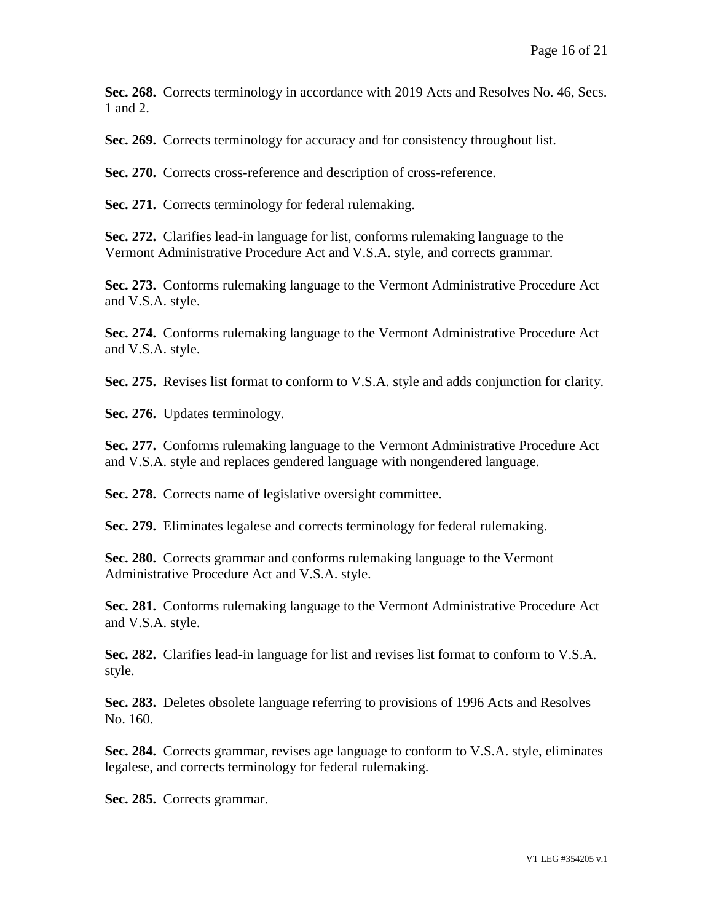**Sec. 268.** Corrects terminology in accordance with 2019 Acts and Resolves No. 46, Secs. 1 and 2.

**Sec. 269.** Corrects terminology for accuracy and for consistency throughout list.

**Sec. 270.** Corrects cross-reference and description of cross-reference.

**Sec. 271.** Corrects terminology for federal rulemaking.

**Sec. 272.** Clarifies lead-in language for list, conforms rulemaking language to the Vermont Administrative Procedure Act and V.S.A. style, and corrects grammar.

**Sec. 273.** Conforms rulemaking language to the Vermont Administrative Procedure Act and V.S.A. style.

**Sec. 274.** Conforms rulemaking language to the Vermont Administrative Procedure Act and V.S.A. style.

**Sec. 275.** Revises list format to conform to V.S.A. style and adds conjunction for clarity.

**Sec. 276.** Updates terminology.

**Sec. 277.** Conforms rulemaking language to the Vermont Administrative Procedure Act and V.S.A. style and replaces gendered language with nongendered language.

**Sec. 278.** Corrects name of legislative oversight committee.

**Sec. 279.** Eliminates legalese and corrects terminology for federal rulemaking.

**Sec. 280.** Corrects grammar and conforms rulemaking language to the Vermont Administrative Procedure Act and V.S.A. style.

**Sec. 281.** Conforms rulemaking language to the Vermont Administrative Procedure Act and V.S.A. style.

**Sec. 282.** Clarifies lead-in language for list and revises list format to conform to V.S.A. style.

**Sec. 283.** Deletes obsolete language referring to provisions of 1996 Acts and Resolves No. 160.

**Sec. 284.** Corrects grammar, revises age language to conform to V.S.A. style, eliminates legalese, and corrects terminology for federal rulemaking.

**Sec. 285.** Corrects grammar.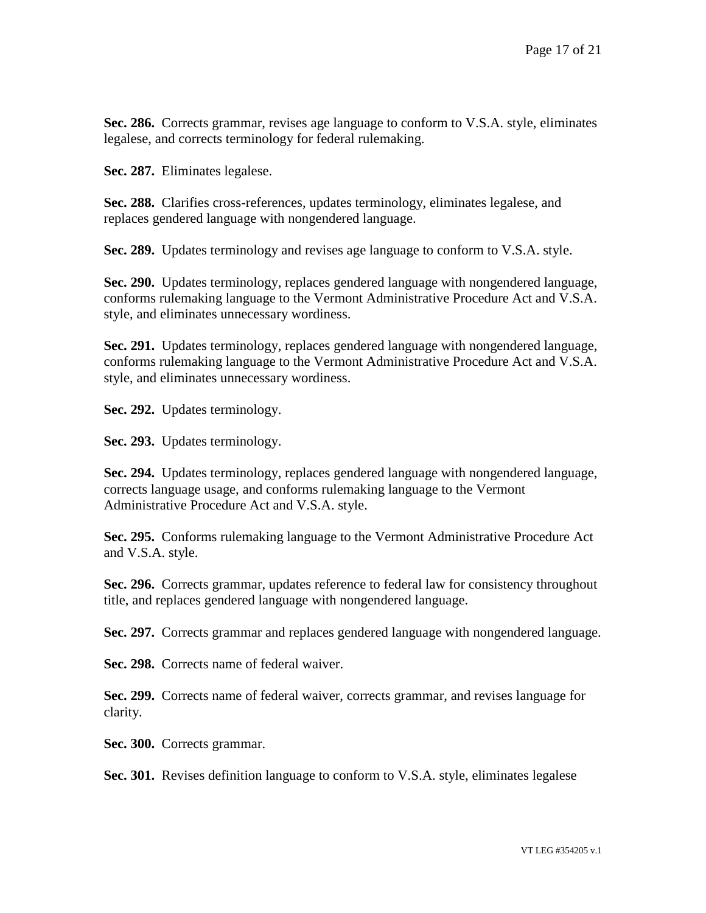**Sec. 286.** Corrects grammar, revises age language to conform to V.S.A. style, eliminates legalese, and corrects terminology for federal rulemaking.

**Sec. 287.** Eliminates legalese.

**Sec. 288.** Clarifies cross-references, updates terminology, eliminates legalese, and replaces gendered language with nongendered language.

**Sec. 289.** Updates terminology and revises age language to conform to V.S.A. style.

**Sec. 290.** Updates terminology, replaces gendered language with nongendered language, conforms rulemaking language to the Vermont Administrative Procedure Act and V.S.A. style, and eliminates unnecessary wordiness.

**Sec. 291.** Updates terminology, replaces gendered language with nongendered language, conforms rulemaking language to the Vermont Administrative Procedure Act and V.S.A. style, and eliminates unnecessary wordiness.

**Sec. 292.** Updates terminology.

**Sec. 293.** Updates terminology.

**Sec. 294.** Updates terminology, replaces gendered language with nongendered language, corrects language usage, and conforms rulemaking language to the Vermont Administrative Procedure Act and V.S.A. style.

**Sec. 295.** Conforms rulemaking language to the Vermont Administrative Procedure Act and V.S.A. style.

**Sec. 296.** Corrects grammar, updates reference to federal law for consistency throughout title, and replaces gendered language with nongendered language.

**Sec. 297.** Corrects grammar and replaces gendered language with nongendered language.

**Sec. 298.** Corrects name of federal waiver.

**Sec. 299.** Corrects name of federal waiver, corrects grammar, and revises language for clarity.

**Sec. 300.** Corrects grammar.

**Sec. 301.** Revises definition language to conform to V.S.A. style, eliminates legalese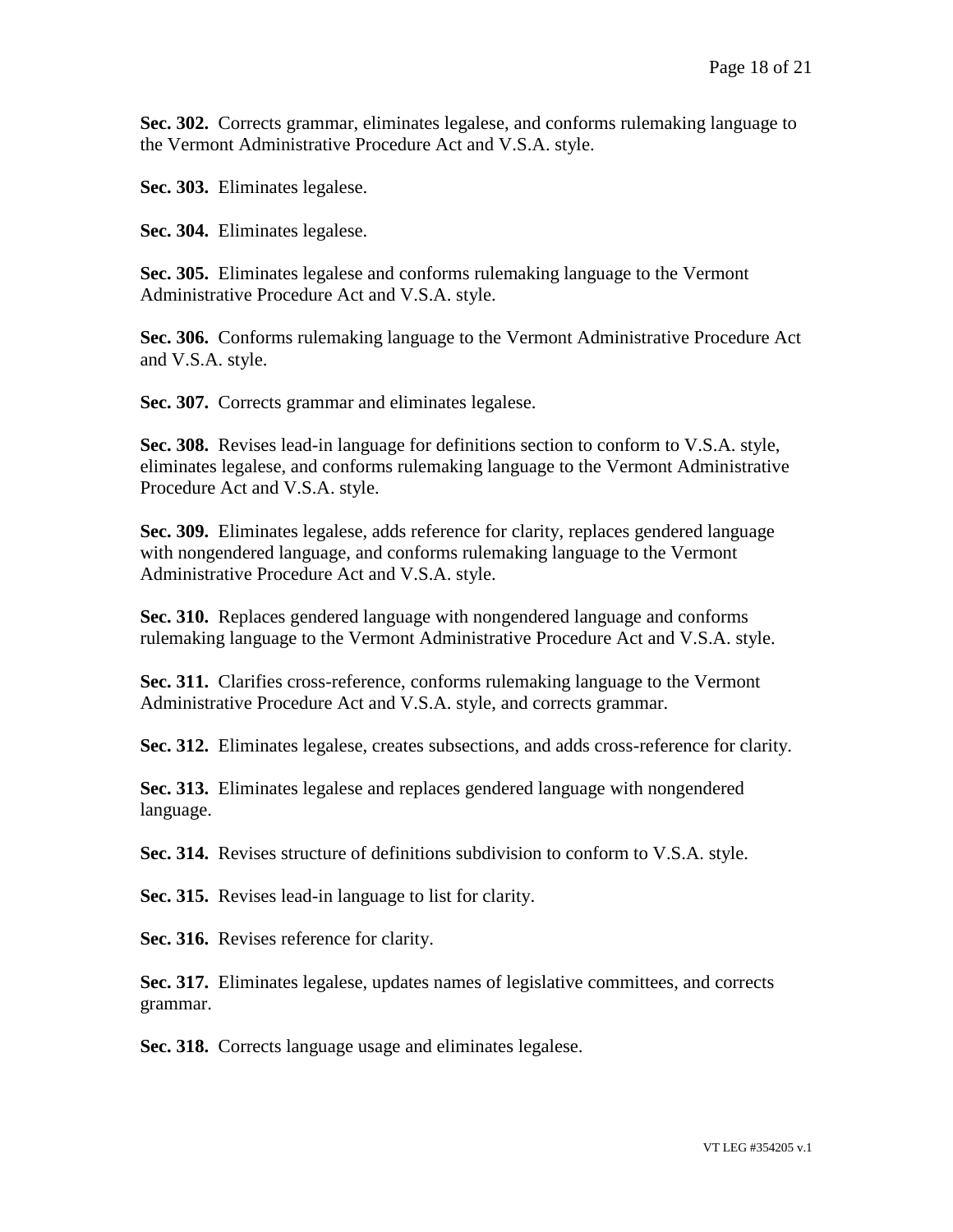**Sec. 302.** Corrects grammar, eliminates legalese, and conforms rulemaking language to the Vermont Administrative Procedure Act and V.S.A. style.

**Sec. 303.** Eliminates legalese.

**Sec. 304.** Eliminates legalese.

**Sec. 305.** Eliminates legalese and conforms rulemaking language to the Vermont Administrative Procedure Act and V.S.A. style.

**Sec. 306.** Conforms rulemaking language to the Vermont Administrative Procedure Act and V.S.A. style.

**Sec. 307.** Corrects grammar and eliminates legalese.

**Sec. 308.** Revises lead-in language for definitions section to conform to V.S.A. style, eliminates legalese, and conforms rulemaking language to the Vermont Administrative Procedure Act and V.S.A. style.

**Sec. 309.** Eliminates legalese, adds reference for clarity, replaces gendered language with nongendered language, and conforms rulemaking language to the Vermont Administrative Procedure Act and V.S.A. style.

**Sec. 310.** Replaces gendered language with nongendered language and conforms rulemaking language to the Vermont Administrative Procedure Act and V.S.A. style.

**Sec. 311.** Clarifies cross-reference, conforms rulemaking language to the Vermont Administrative Procedure Act and V.S.A. style, and corrects grammar.

**Sec. 312.** Eliminates legalese, creates subsections, and adds cross-reference for clarity.

**Sec. 313.** Eliminates legalese and replaces gendered language with nongendered language.

**Sec. 314.** Revises structure of definitions subdivision to conform to V.S.A. style.

**Sec. 315.** Revises lead-in language to list for clarity.

**Sec. 316.** Revises reference for clarity.

**Sec. 317.** Eliminates legalese, updates names of legislative committees, and corrects grammar.

**Sec. 318.** Corrects language usage and eliminates legalese.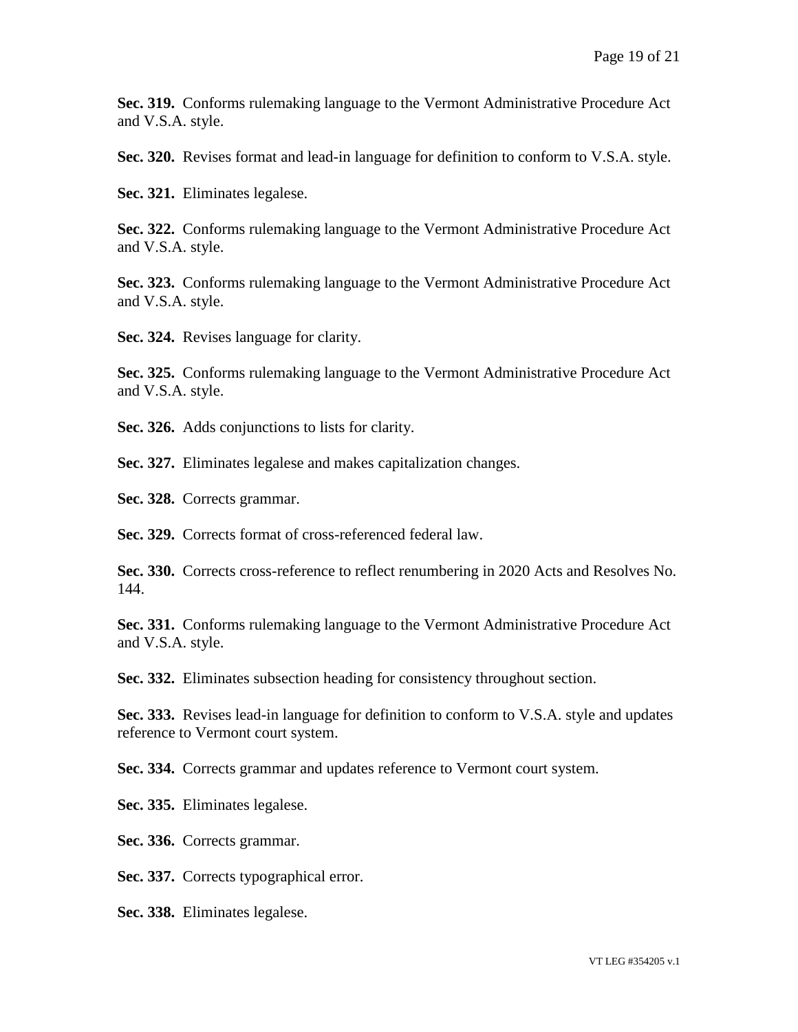**Sec. 319.** Conforms rulemaking language to the Vermont Administrative Procedure Act and V.S.A. style.

**Sec. 320.** Revises format and lead-in language for definition to conform to V.S.A. style.

**Sec. 321.** Eliminates legalese.

**Sec. 322.** Conforms rulemaking language to the Vermont Administrative Procedure Act and V.S.A. style.

**Sec. 323.** Conforms rulemaking language to the Vermont Administrative Procedure Act and V.S.A. style.

**Sec. 324.** Revises language for clarity.

**Sec. 325.** Conforms rulemaking language to the Vermont Administrative Procedure Act and V.S.A. style.

**Sec. 326.** Adds conjunctions to lists for clarity.

**Sec. 327.** Eliminates legalese and makes capitalization changes.

**Sec. 328.** Corrects grammar.

**Sec. 329.** Corrects format of cross-referenced federal law.

**Sec. 330.** Corrects cross-reference to reflect renumbering in 2020 Acts and Resolves No. 144.

**Sec. 331.** Conforms rulemaking language to the Vermont Administrative Procedure Act and V.S.A. style.

**Sec. 332.** Eliminates subsection heading for consistency throughout section.

**Sec. 333.** Revises lead-in language for definition to conform to V.S.A. style and updates reference to Vermont court system.

**Sec. 334.** Corrects grammar and updates reference to Vermont court system.

**Sec. 335.** Eliminates legalese.

**Sec. 336.** Corrects grammar.

**Sec. 337.** Corrects typographical error.

**Sec. 338.** Eliminates legalese.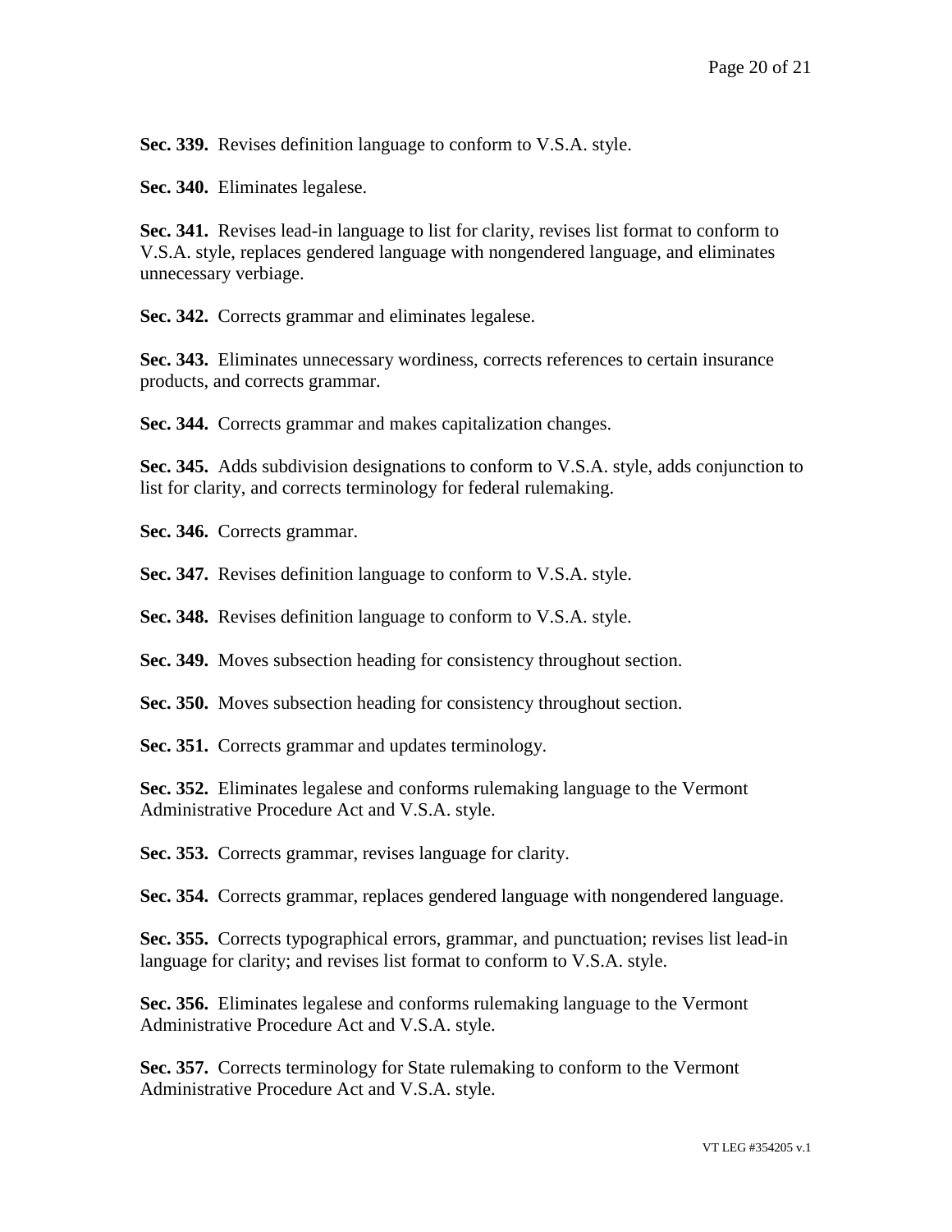**Sec. 339.** Revises definition language to conform to V.S.A. style.

**Sec. 340.** Eliminates legalese.

**Sec. 341.** Revises lead-in language to list for clarity, revises list format to conform to V.S.A. style, replaces gendered language with nongendered language, and eliminates unnecessary verbiage.

**Sec. 342.** Corrects grammar and eliminates legalese.

**Sec. 343.** Eliminates unnecessary wordiness, corrects references to certain insurance products, and corrects grammar.

**Sec. 344.** Corrects grammar and makes capitalization changes.

**Sec. 345.** Adds subdivision designations to conform to V.S.A. style, adds conjunction to list for clarity, and corrects terminology for federal rulemaking.

**Sec. 346.** Corrects grammar.

**Sec. 347.** Revises definition language to conform to V.S.A. style.

**Sec. 348.** Revises definition language to conform to V.S.A. style.

**Sec. 349.** Moves subsection heading for consistency throughout section.

**Sec. 350.** Moves subsection heading for consistency throughout section.

**Sec. 351.** Corrects grammar and updates terminology.

**Sec. 352.** Eliminates legalese and conforms rulemaking language to the Vermont Administrative Procedure Act and V.S.A. style.

**Sec. 353.** Corrects grammar, revises language for clarity.

**Sec. 354.** Corrects grammar, replaces gendered language with nongendered language.

**Sec. 355.** Corrects typographical errors, grammar, and punctuation; revises list lead-in language for clarity; and revises list format to conform to V.S.A. style.

**Sec. 356.** Eliminates legalese and conforms rulemaking language to the Vermont Administrative Procedure Act and V.S.A. style.

**Sec. 357.** Corrects terminology for State rulemaking to conform to the Vermont Administrative Procedure Act and V.S.A. style.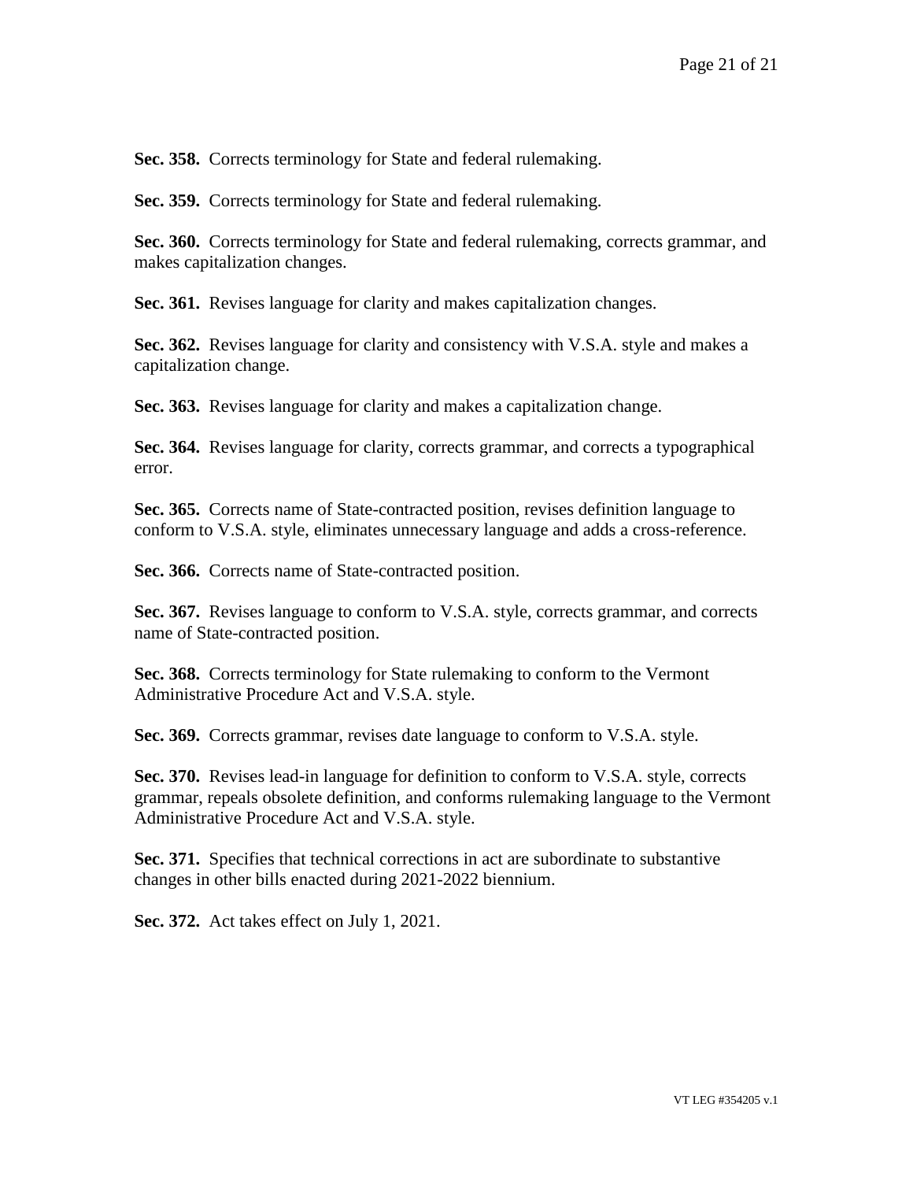**Sec. 358.** Corrects terminology for State and federal rulemaking.

**Sec. 359.** Corrects terminology for State and federal rulemaking.

**Sec. 360.** Corrects terminology for State and federal rulemaking, corrects grammar, and makes capitalization changes.

**Sec. 361.** Revises language for clarity and makes capitalization changes.

**Sec. 362.** Revises language for clarity and consistency with V.S.A. style and makes a capitalization change.

**Sec. 363.** Revises language for clarity and makes a capitalization change.

**Sec. 364.** Revises language for clarity, corrects grammar, and corrects a typographical error.

**Sec. 365.** Corrects name of State-contracted position, revises definition language to conform to V.S.A. style, eliminates unnecessary language and adds a cross-reference.

**Sec. 366.** Corrects name of State-contracted position.

**Sec. 367.** Revises language to conform to V.S.A. style, corrects grammar, and corrects name of State-contracted position.

**Sec. 368.** Corrects terminology for State rulemaking to conform to the Vermont Administrative Procedure Act and V.S.A. style.

**Sec. 369.** Corrects grammar, revises date language to conform to V.S.A. style.

**Sec. 370.** Revises lead-in language for definition to conform to V.S.A. style, corrects grammar, repeals obsolete definition, and conforms rulemaking language to the Vermont Administrative Procedure Act and V.S.A. style.

**Sec. 371.** Specifies that technical corrections in act are subordinate to substantive changes in other bills enacted during 2021-2022 biennium.

**Sec. 372.** Act takes effect on July 1, 2021.

VT LEG #354205 v.1